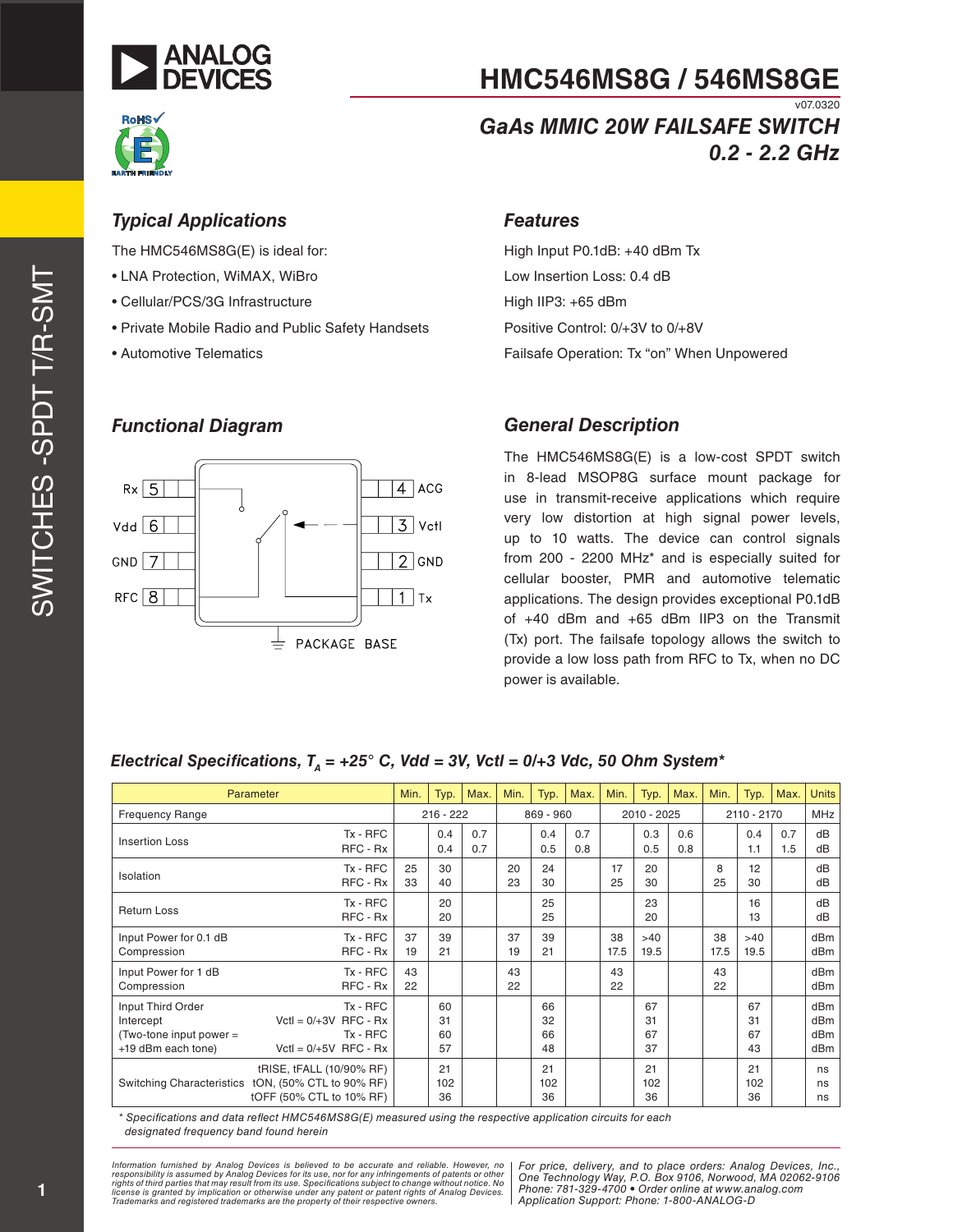# HMC546MS8G / 546MS8GE

v07.0320

## GaAs MMIC 20W FAILSAFE SWITCH 0.2 - 2.2 GHz

### Typical Applications

The HMC546MS8G(E) is ideal for:

- LNA Protection, WiMAX, WiBro
- Cellular/PCS/3G Infrastructure
- Private Mobile Radio and Public Safety Handsets
- Automotive Telematics

### Features

High Input P0.1dB: +40 dBm Tx

Low Insertion Loss: 0.4 dB

High IIP3: +65 dBm

Positive Control: 0/+3V to 0/+8V

Failsafe Operation: Tx "on" When Unpowered

### Functional Diagram

Rx 5, Vdd 6, GND 7, RFC 8, 4 ACG, 3 Vctl, 2 GND, 1 Tx, PACKAGE BASE

### General Description

The HMC546MS8G(E) is a low-cost SPDT switch in 8-lead MSOP8G surface mount package for use in transmit-receive applications which require very low distortion at high signal power levels, up to 10 watts. The device can control signals from 200 - 2200 MHz* and is especially suited for cellular booster, PMR and automotive telematic applications. The design provides exceptional P0.1dB of +40 dBm and +65 dBm IIP3 on the Transmit (Tx) port. The failsafe topology allows the switch to provide a low loss path from RFC to Tx, when no DC power is available.

### Electrical Specifications, $T_A$ = +25° C, Vdd = 3V, Vctl = 0/+3 Vdc, 50 Ohm System*

| Parameter | | Min. | Typ. | Max. | Min. | Typ. | Max. | Min. | Typ. | Max. | Min. | Typ. | Max. | Units |
|---|---|---|---|---|---|---|---|---|---|---|---|---|---|---|
| Frequency Range | | | 216 - 222 | | | 869 - 960 | | | 2010 - 2025 | | | 2110 - 2170 | | MHz |
| Insertion Loss | Tx - RFC | | 0.4 | 0.7 | | 0.4 | 0.7 | | 0.3 | 0.6 | | 0.4 | 0.7 | dB |
| | RFC - Rx | | 0.4 | 0.7 | | 0.5 | 0.8 | | 0.5 | 0.8 | | 1.1 | 1.5 | dB |
| Isolation | Tx - RFC | 25 | 30 | | 20 | 24 | | 17 | 20 | | 8 | 12 | | dB |
| | RFC - Rx | 33 | 40 | | 23 | 30 | | 25 | 30 | | 25 | 30 | | dB |
| Return Loss | Tx - RFC | | 20 | | | 25 | | | 23 | | | 16 | | dB |
| | RFC - Rx | | 20 | | | 25 | | | 20 | | | 13 | | dB |
| Input Power for 0.1 dB Compression | Tx - RFC | 37 | 39 | | 37 | 39 | | 38 | >40 | | 38 | >40 | | dBm |
| | RFC - Rx | 19 | 21 | | 19 | 21 | | 17.5 | 19.5 | | 17.5 | 19.5 | | dBm |
| Input Power for 1 dB Compression | Tx - RFC | 43 | | | 43 | | | 43 | | | 43 | | | dBm |
| | RFC - Rx | 22 | | | 22 | | | 22 | | | 22 | | | dBm |
| Input Third Order Intercept (Two-tone input power = +19 dBm each tone) | Vctl = 0/+3V Tx - RFC | | 60 | | | 66 | | | 67 | | | 67 | | dBm |
| | Vctl = 0/+3V RFC - Rx | | 31 | | | 32 | | | 31 | | | 31 | | dBm |
| | Vctl = 0/+5V Tx - RFC | | 60 | | | 66 | | | 67 | | | 67 | | dBm |
| | Vctl = 0/+5V RFC - Rx | | 57 | | | 48 | | | 37 | | | 43 | | dBm |
| Switching Characteristics | tRISE, tFALL (10/90% RF) | | 21 | | | 21 | | | 21 | | | 21 | | ns |
| | tON, (50% CTL to 90% RF) | | 102 | | | 102 | | | 102 | | | 102 | | ns |
| | tOFF (50% CTL to 10% RF) | | 36 | | | 36 | | | 36 | | | 36 | | ns |

\* Specifications and data reflect HMC546MS8G(E) measured using the respective application circuits for each designated frequency band found herein

Information furnished by Analog Devices is believed to be accurate and reliable. However, no responsibility is assumed by Analog Devices for its use, nor for any infringements of patents or other rights of third parties that may result from its use. Specifications subject to change without notice. No license is granted by implication or otherwise under any patent or patent rights of Analog Devices. Trademarks and registered trademarks are the property of their respective owners.

For price, delivery, and to place orders: Analog Devices, Inc., One Technology Way, P.O. Box 9106, Norwood, MA 02062-9106
Phone: 781-329-4700 • Order online at www.analog.com
Application Support: Phone: 1-800-ANALOG-D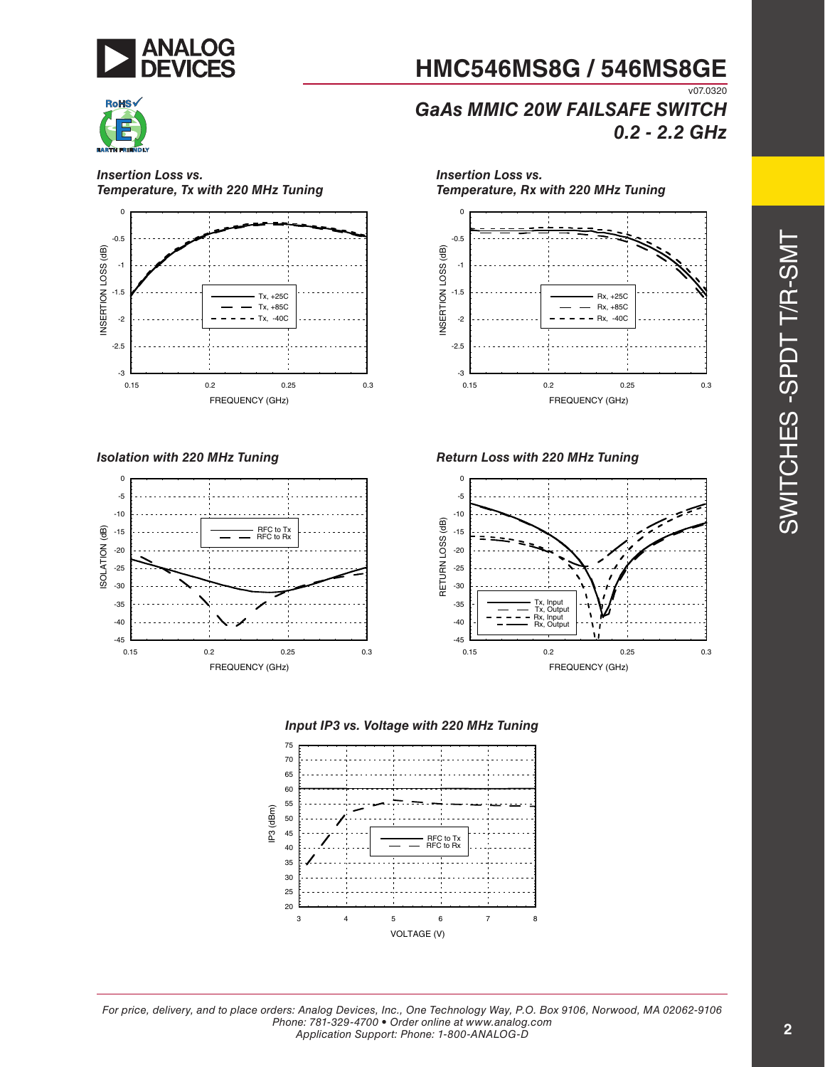### Insertion Loss vs. Temperature, Tx with 220 MHz Tuning

### Insertion Loss vs. Temperature, Rx with 220 MHz Tuning

### Isolation with 220 MHz Tuning

### Return Loss with 220 MHz Tuning

### Input IP3 vs. Voltage with 220 MHz Tuning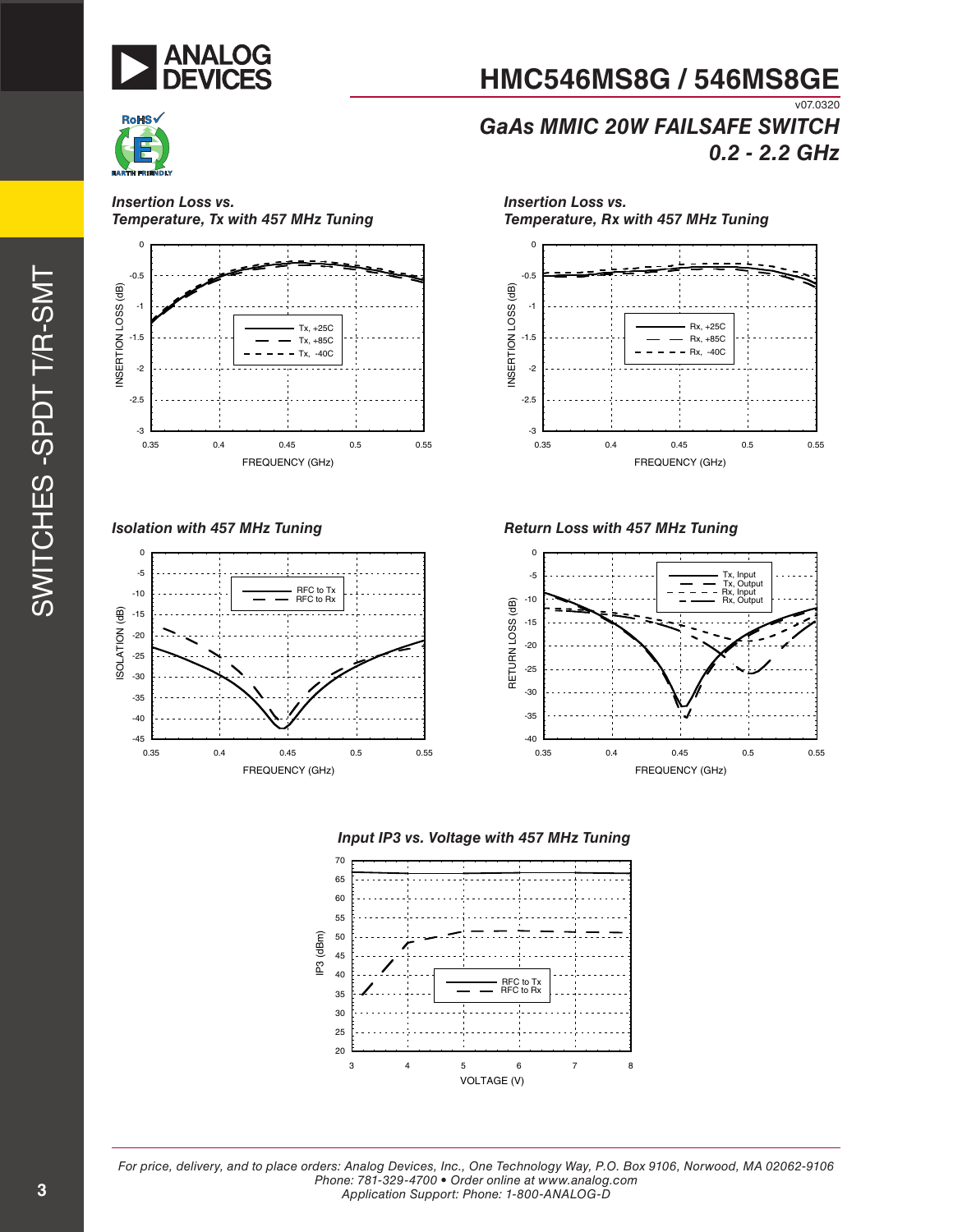# HMC546MS8G / 546MS8GE

v07.0320

## GaAs MMIC 20W FAILSAFE SWITCH 0.2 - 2.2 GHz

### Insertion Loss vs. Temperature, Tx with 457 MHz Tuning

INSERTION LOSS (dB) vs. FREQUENCY (GHz)

Legend: Tx, +25C; Tx, +85C; Tx, -40C

### Insertion Loss vs. Temperature, Rx with 457 MHz Tuning

INSERTION LOSS (dB) vs. FREQUENCY (GHz)

Legend: Rx, +25C; Rx, +85C; Rx, -40C

### Isolation with 457 MHz Tuning

ISOLATION (dB) vs. FREQUENCY (GHz)

Legend: RFC to Tx; RFC to Rx

### Return Loss with 457 MHz Tuning

RETURN LOSS (dB) vs. FREQUENCY (GHz)

Legend: Tx, Input; Tx, Output; Rx, Input; Rx, Output

### Input IP3 vs. Voltage with 457 MHz Tuning

IP3 (dBm) vs. VOLTAGE (V)

Legend: RFC to Tx; RFC to Rx

For price, delivery, and to place orders: Analog Devices, Inc., One Technology Way, P.O. Box 9106, Norwood, MA 02062-9106
Phone: 781-329-4700 • Order online at www.analog.com
Application Support: Phone: 1-800-ANALOG-D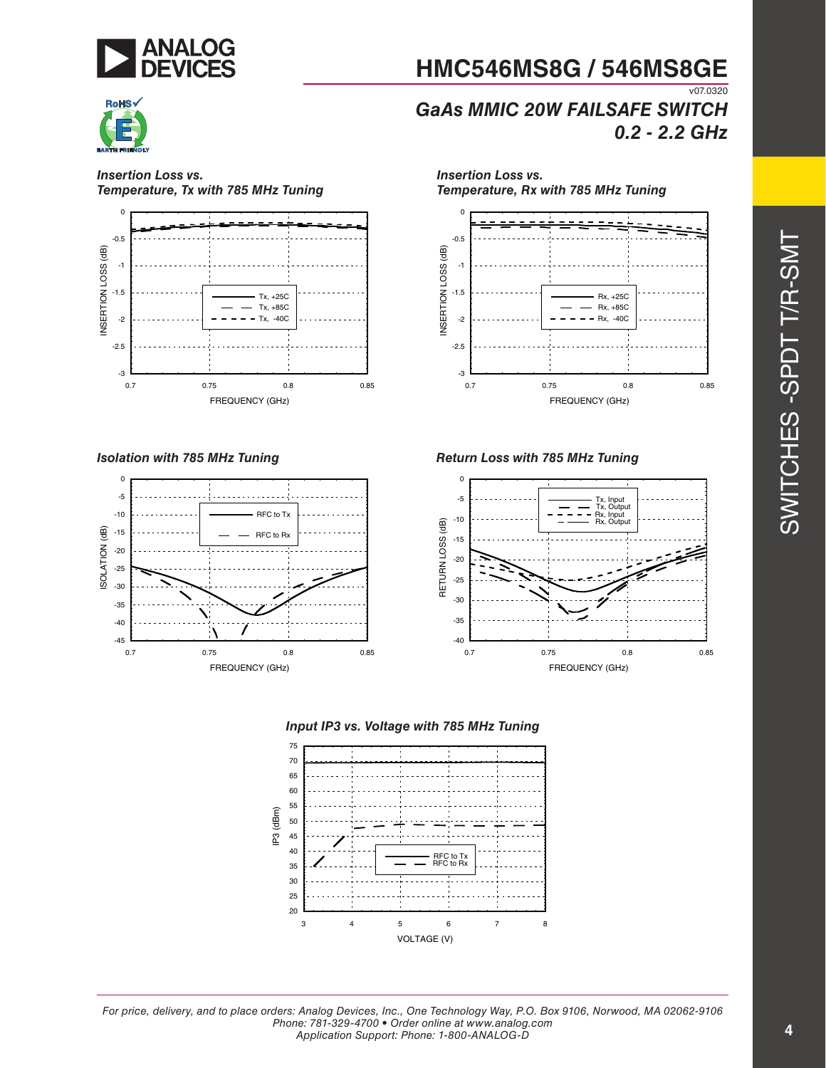# HMC546MS8G / 546MS8GE

v07.0320

## GaAs MMIC 20W FAILSAFE SWITCH 0.2 - 2.2 GHz

### Insertion Loss vs. Temperature, Tx with 785 MHz Tuning

### Insertion Loss vs. Temperature, Rx with 785 MHz Tuning

### Isolation with 785 MHz Tuning

### Return Loss with 785 MHz Tuning

### Input IP3 vs. Voltage with 785 MHz Tuning

For price, delivery, and to place orders: Analog Devices, Inc., One Technology Way, P.O. Box 9106, Norwood, MA 02062-9106
Phone: 781-329-4700 • Order online at www.analog.com
Application Support: Phone: 1-800-ANALOG-D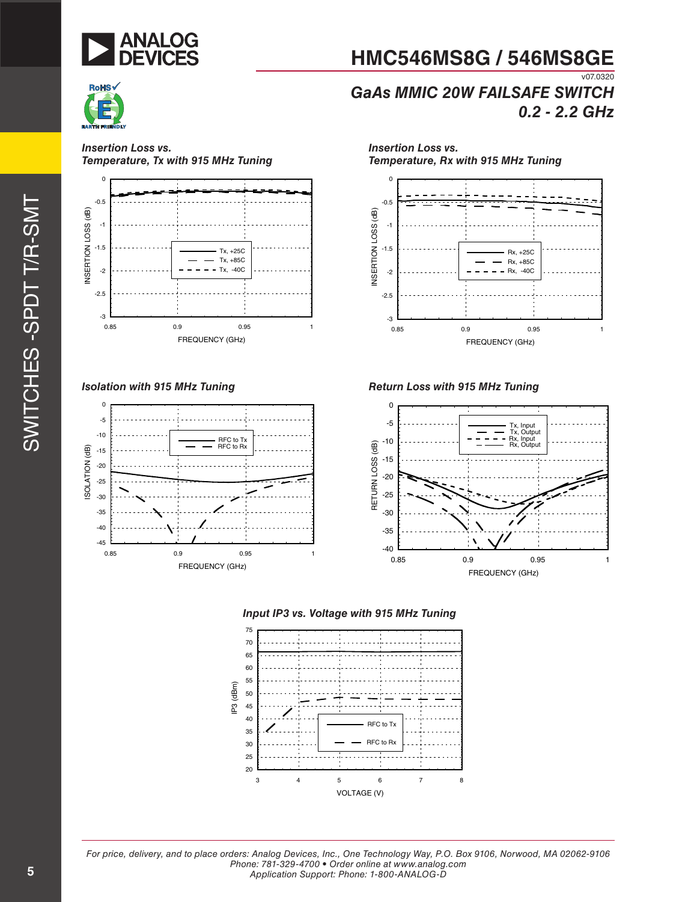# HMC546MS8G / 546MS8GE

v07.0320

## GaAs MMIC 20W FAILSAFE SWITCH 0.2 - 2.2 GHz

### Insertion Loss vs. Temperature, Tx with 915 MHz Tuning

INSERTION LOSS (dB) vs. FREQUENCY (GHz)

Legend: Tx, +25C; Tx, +85C; Tx, -40C

### Insertion Loss vs. Temperature, Rx with 915 MHz Tuning

INSERTION LOSS (dB) vs. FREQUENCY (GHz)

Legend: Rx, +25C; Rx, +85C; Rx, -40C

### Isolation with 915 MHz Tuning

ISOLATION (dB) vs. FREQUENCY (GHz)

Legend: RFC to Tx; RFC to Rx

### Return Loss with 915 MHz Tuning

RETURN LOSS (dB) vs. FREQUENCY (GHz)

Legend: Tx, Input; Tx, Output; Rx, Input; Rx, Output

### Input IP3 vs. Voltage with 915 MHz Tuning

IP3 (dBm) vs. VOLTAGE (V)

Legend: RFC to Tx; RFC to Rx

For price, delivery, and to place orders: Analog Devices, Inc., One Technology Way, P.O. Box 9106, Norwood, MA 02062-9106
Phone: 781-329-4700 • Order online at www.analog.com
Application Support: Phone: 1-800-ANALOG-D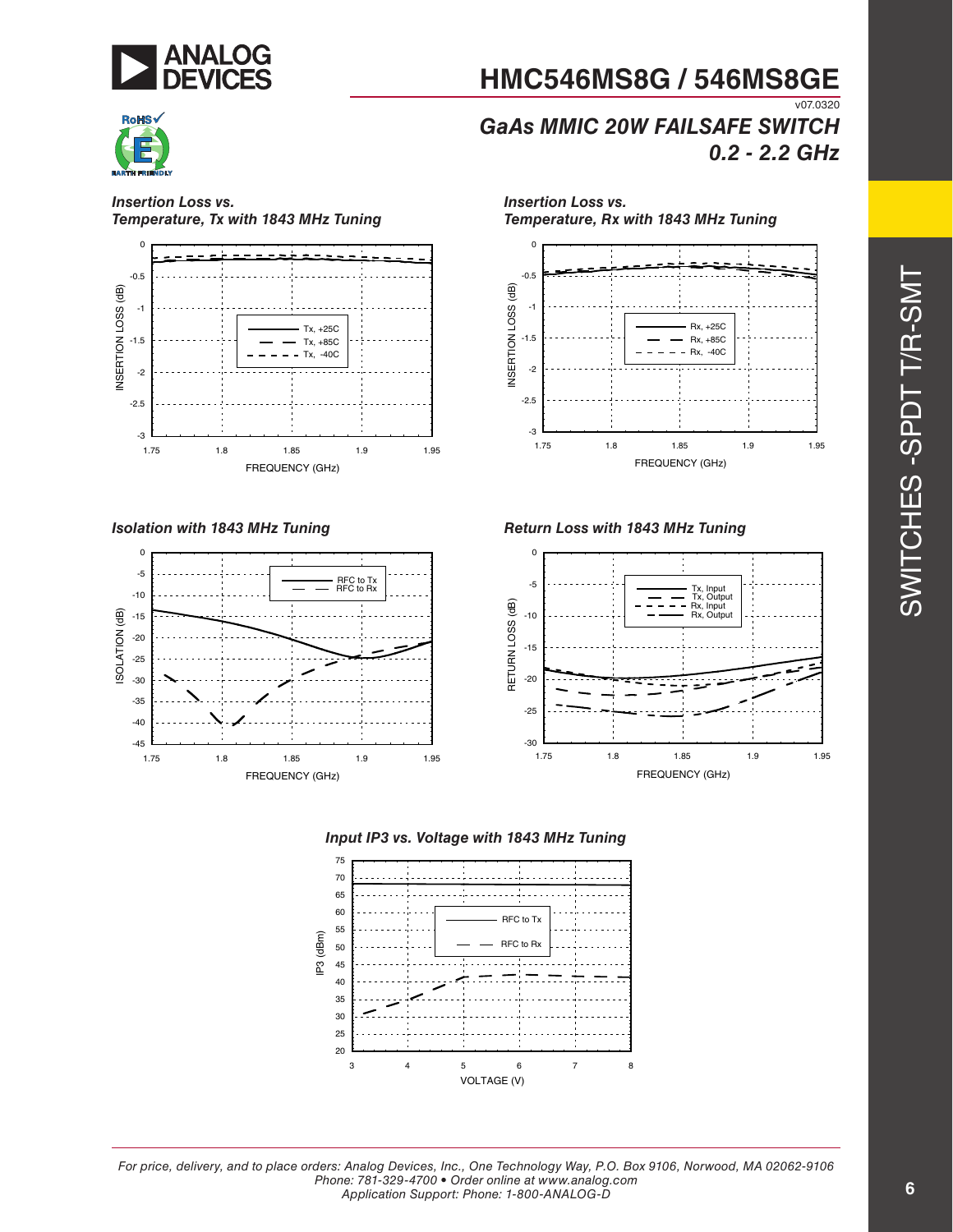# HMC546MS8G / 546MS8GE

v07.0320

## GaAs MMIC 20W FAILSAFE SWITCH 0.2 - 2.2 GHz

*Insertion Loss vs. Temperature, Tx with 1843 MHz Tuning*

*Insertion Loss vs. Temperature, Rx with 1843 MHz Tuning*

*Isolation with 1843 MHz Tuning*

*Return Loss with 1843 MHz Tuning*

*Input IP3 vs. Voltage with 1843 MHz Tuning*

For price, delivery, and to place orders: Analog Devices, Inc., One Technology Way, P.O. Box 9106, Norwood, MA 02062-9106
Phone: 781-329-4700 • Order online at www.analog.com
Application Support: Phone: 1-800-ANALOG-D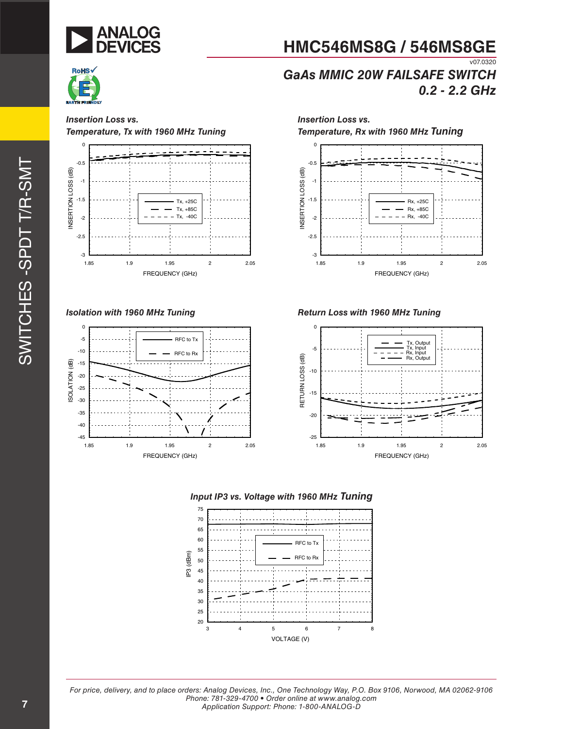## Insertion Loss vs. Temperature, Tx with 1960 MHz Tuning

INSERTION LOSS (dB) vs. FREQUENCY (GHz)

Legend: Tx, +25C; Tx, +85C; Tx, -40C

## Insertion Loss vs. Temperature, Rx with 1960 MHz Tuning

INSERTION LOSS (dB) vs. FREQUENCY (GHz)

Legend: Rx, +25C; Rx, +85C; Rx, -40C

## Isolation with 1960 MHz Tuning

ISOLATION (dB) vs. FREQUENCY (GHz)

Legend: RFC to Tx; RFC to Rx

## Return Loss with 1960 MHz Tuning

RETURN LOSS (dB) vs. FREQUENCY (GHz)

Legend: Tx, Output; Tx, Input; Rx, Input; Rx, Output

## Input IP3 vs. Voltage with 1960 MHz Tuning

IP3 (dBm) vs. VOLTAGE (V)

Legend: RFC to Tx; RFC to Rx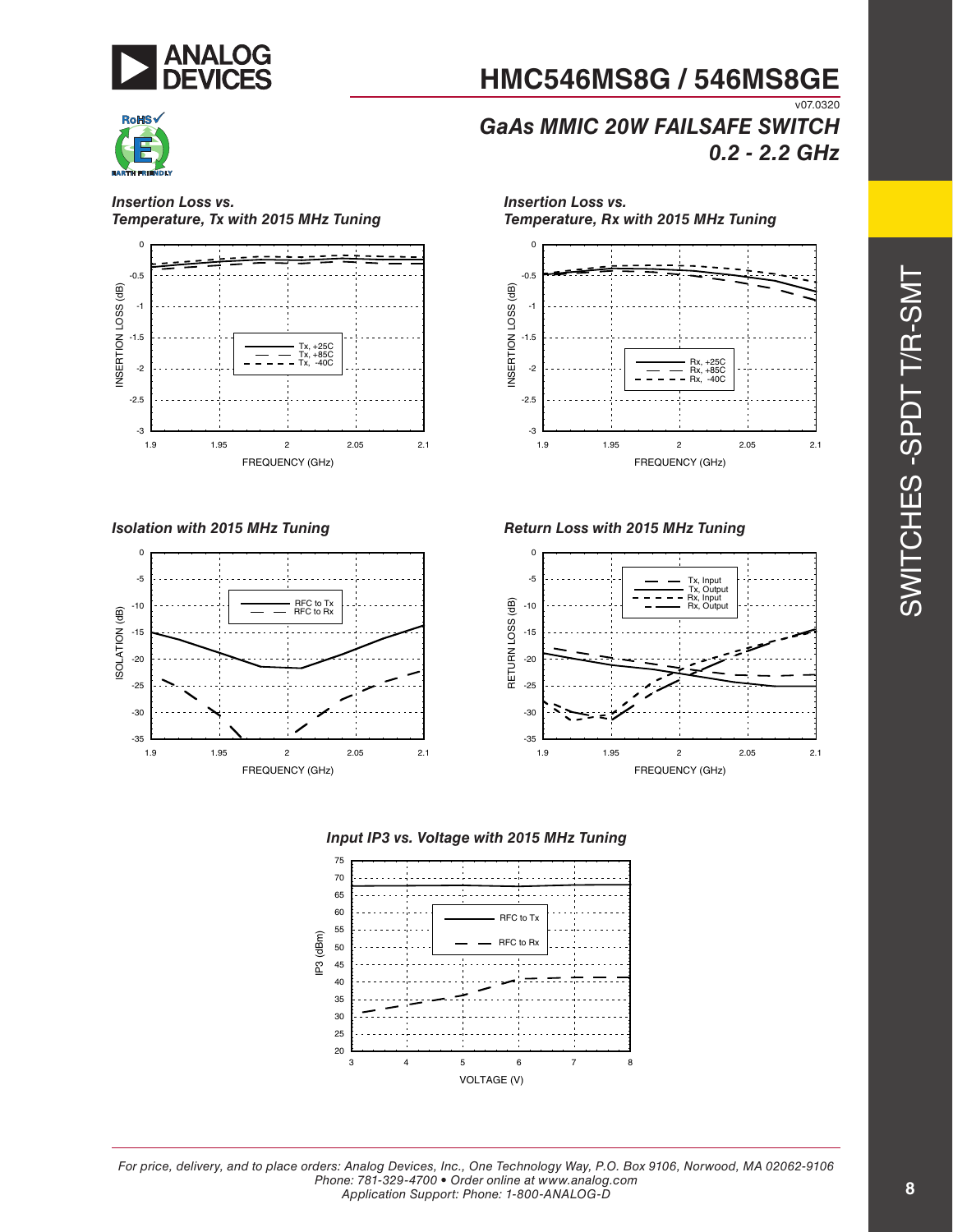# HMC546MS8G / 546MS8GE

v07.0320

## GaAs MMIC 20W FAILSAFE SWITCH 0.2 - 2.2 GHz

### Insertion Loss vs. Temperature, Tx with 2015 MHz Tuning

### Insertion Loss vs. Temperature, Rx with 2015 MHz Tuning

### Isolation with 2015 MHz Tuning

### Return Loss with 2015 MHz Tuning

### Input IP3 vs. Voltage with 2015 MHz Tuning

For price, delivery, and to place orders: Analog Devices, Inc., One Technology Way, P.O. Box 9106, Norwood, MA 02062-9106
Phone: 781-329-4700 • Order online at www.analog.com
Application Support: Phone: 1-800-ANALOG-D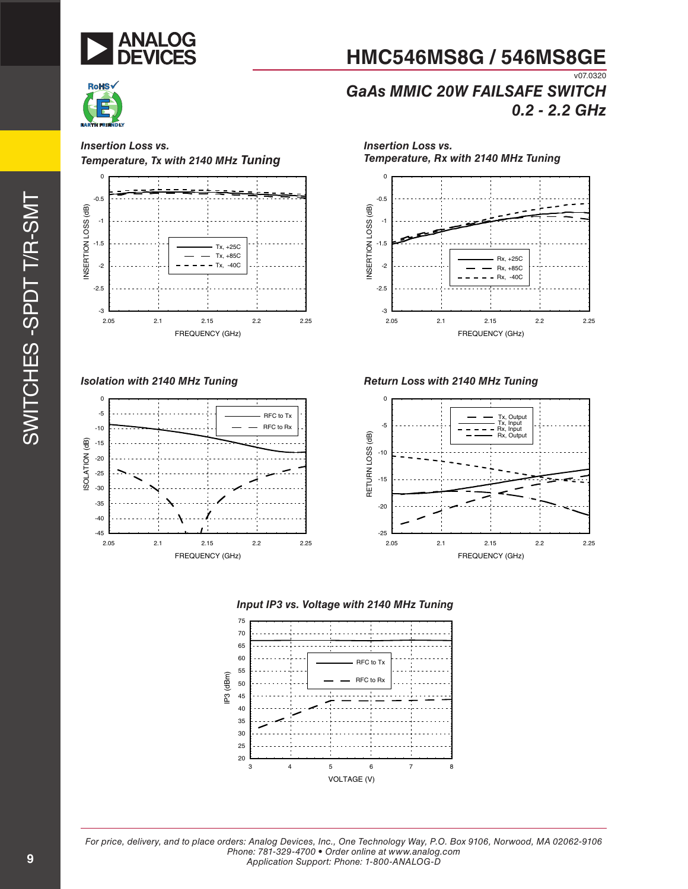### Insertion Loss vs. Temperature, Tx with 2140 MHz Tuning

### Insertion Loss vs. Temperature, Rx with 2140 MHz Tuning

### Isolation with 2140 MHz Tuning

### Return Loss with 2140 MHz Tuning

### Input IP3 vs. Voltage with 2140 MHz Tuning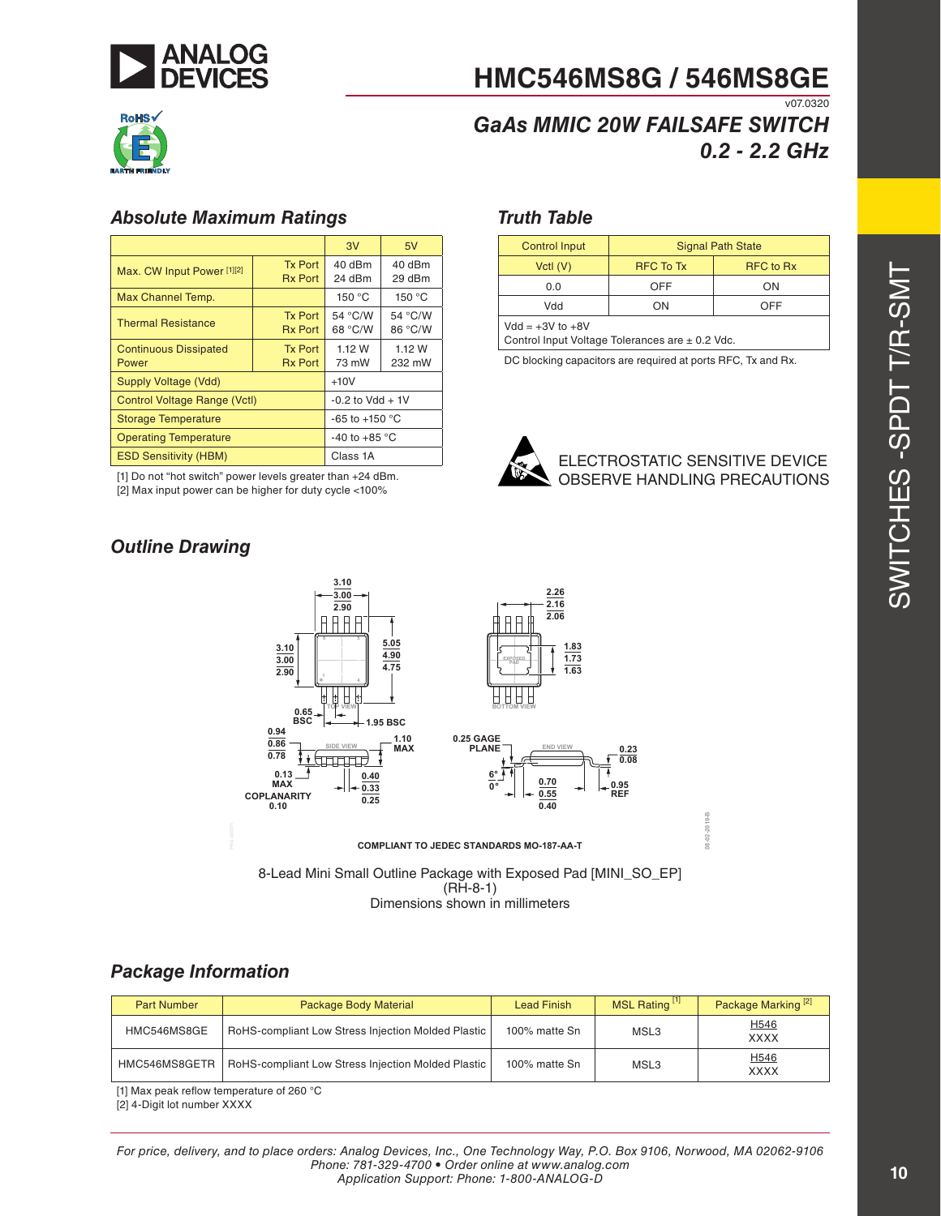## Absolute Maximum Ratings

| | | 3V | 5V |
|---|---|---|---|
| Max. CW Input Power [1][2] | Tx Port<br>Rx Port | 40 dBm<br>24 dBm | 40 dBm<br>29 dBm |
| Max Channel Temp. | | 150 °C | 150 °C |
| Thermal Resistance | Tx Port<br>Rx Port | 54 °C/W<br>68 °C/W | 54 °C/W<br>86 °C/W |
| Continuous Dissipated Power | Tx Port<br>Rx Port | 1.12 W<br>73 mW | 1.12 W<br>232 mW |
| Supply Voltage (Vdd) | | +10V | |
| Control Voltage Range (Vctl) | | -0.2 to Vdd + 1V | |
| Storage Temperature | | -65 to +150 °C | |
| Operating Temperature | | -40 to +85 °C | |
| ESD Sensitivity (HBM) | | Class 1A | |

[1] Do not "hot switch" power levels greater than +24 dBm.
[2] Max input power can be higher for duty cycle <100%

## Truth Table

| Control Input | Signal Path State | |
|---|---|---|
| Vctl (V) | RFC To Tx | RFC to Rx |
| 0.0 | OFF | ON |
| Vdd | ON | OFF |

Vdd = +3V to +8V
Control Input Voltage Tolerances are ± 0.2 Vdc.

DC blocking capacitors are required at ports RFC, Tx and Rx.

ELECTROSTATIC SENSITIVE DEVICE
OBSERVE HANDLING PRECAUTIONS

## Outline Drawing

COMPLIANT TO JEDEC STANDARDS MO-187-AA-T

8-Lead Mini Small Outline Package with Exposed Pad [MINI_SO_EP]
(RH-8-1)
Dimensions shown in millimeters

## Package Information

| Part Number | Package Body Material | Lead Finish | MSL Rating [1] | Package Marking [2] |
|---|---|---|---|---|
| HMC546MS8GE | RoHS-compliant Low Stress Injection Molded Plastic | 100% matte Sn | MSL3 | H546<br>XXXX |
| HMC546MS8GETR | RoHS-compliant Low Stress Injection Molded Plastic | 100% matte Sn | MSL3 | H546<br>XXXX |

[1] Max peak reflow temperature of 260 °C
[2] 4-Digit lot number XXXX

*For price, delivery, and to place orders: Analog Devices, Inc., One Technology Way, P.O. Box 9106, Norwood, MA 02062-9106*
*Phone: 781-329-4700 • Order online at www.analog.com*
*Application Support: Phone: 1-800-ANALOG-D*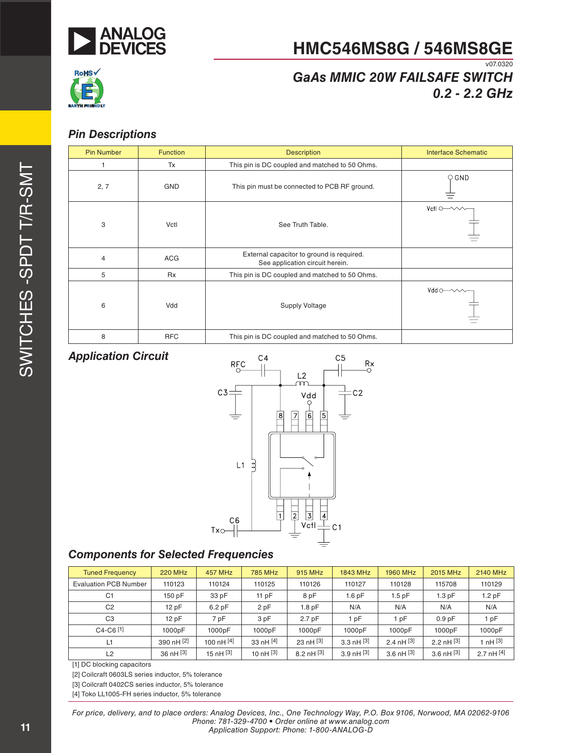# HMC546MS8G / 546MS8GE

v07.0320

## GaAs MMIC 20W FAILSAFE SWITCH 0.2 - 2.2 GHz

### Pin Descriptions

| Pin Number | Function | Description | Interface Schematic |
|---|---|---|---|
| 1 | Tx | This pin is DC coupled and matched to 50 Ohms. | |
| 2, 7 | GND | This pin must be connected to PCB RF ground. | |
| 3 | Vctl | See Truth Table. | |
| 4 | ACG | External capacitor to ground is required. See application circuit herein. | |
| 5 | Rx | This pin is DC coupled and matched to 50 Ohms. | |
| 6 | Vdd | Supply Voltage | |
| 8 | RFC | This pin is DC coupled and matched to 50 Ohms. | |

### Application Circuit

### Components for Selected Frequencies

| Tuned Frequency | 220 MHz | 457 MHz | 785 MHz | 915 MHz | 1843 MHz | 1960 MHz | 2015 MHz | 2140 MHz |
|---|---|---|---|---|---|---|---|---|
| Evaluation PCB Number | 110123 | 110124 | 110125 | 110126 | 110127 | 110128 | 115708 | 110129 |
| C1 | 150 pF | 33 pF | 11 pF | 8 pF | 1.6 pF | 1.5 pF | 1.3 pF | 1.2 pF |
| C2 | 12 pF | 6.2 pF | 2 pF | 1.8 pF | N/A | N/A | N/A | N/A |
| C3 | 12 pF | 7 pF | 3 pF | 2.7 pF | 1 pF | 1 pF | 0.9 pF | 1 pF |
| C4-C6 [1] | 1000pF | 1000pF | 1000pF | 1000pF | 1000pF | 1000pF | 1000pF | 1000pF |
| L1 | 390 nH [2] | 100 nH [4] | 33 nH [4] | 23 nH [3] | 3.3 nH [3] | 2.4 nH [3] | 2.2 nH [3] | 1 nH [3] |
| L2 | 36 nH [3] | 15 nH [3] | 10 nH [3] | 8.2 nH [3] | 3.9 nH [3] | 3.6 nH [3] | 3.6 nH [3] | 2.7 nH [4] |

[1] DC blocking capacitors

[2] Coilcraft 0603LS series inductor, 5% tolerance

[3] Coilcraft 0402CS series inductor, 5% tolerance

[4] Toko LL1005-FH series inductor, 5% tolerance

*For price, delivery, and to place orders: Analog Devices, Inc., One Technology Way, P.O. Box 9106, Norwood, MA 02062-9106*
*Phone: 781-329-4700 • Order online at www.analog.com*
*Application Support: Phone: 1-800-ANALOG-D*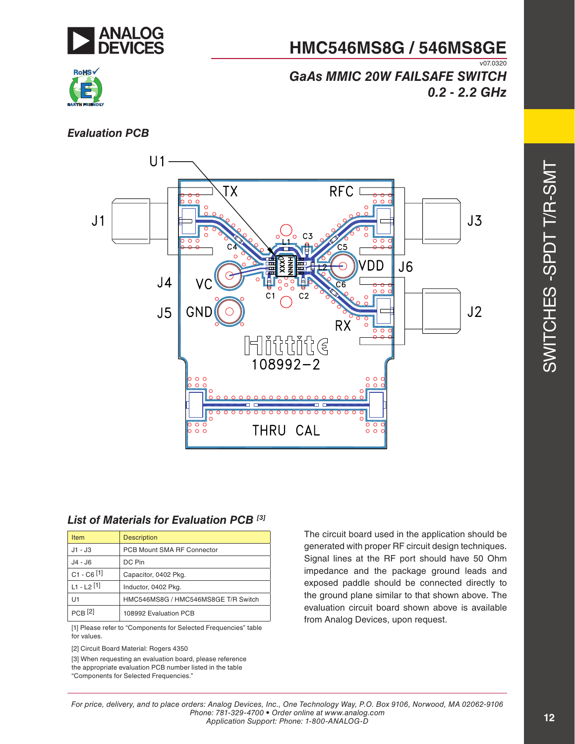## Evaluation PCB

U1
TX
RFC
J1
J3
C4
L1
C3
C5
VDD
J6
J4
VC
C1
C2
L2
C6
J5
GND
J2
RX
Hittite
108992–2
THRU CAL

## List of Materials for Evaluation PCB [3]

| Item | Description |
|---|---|
| J1 - J3 | PCB Mount SMA RF Connector |
| J4 - J6 | DC Pin |
| C1 - C6 [1] | Capacitor, 0402 Pkg. |
| L1 - L2 [1] | Inductor, 0402 Pkg. |
| U1 | HMC546MS8G / HMC546MS8GE T/R Switch |
| PCB [2] | 108992 Evaluation PCB |

[1] Please refer to “Components for Selected Frequencies” table for values.

[2] Circuit Board Material: Rogers 4350

[3] When requesting an evaluation board, please reference the appropriate evaluation PCB number listed in the table “Components for Selected Frequencies.”

The circuit board used in the application should be generated with proper RF circuit design techniques. Signal lines at the RF port should have 50 Ohm impedance and the package ground leads and exposed paddle should be connected directly to the ground plane similar to that shown above. The evaluation circuit board shown above is available from Analog Devices, upon request.